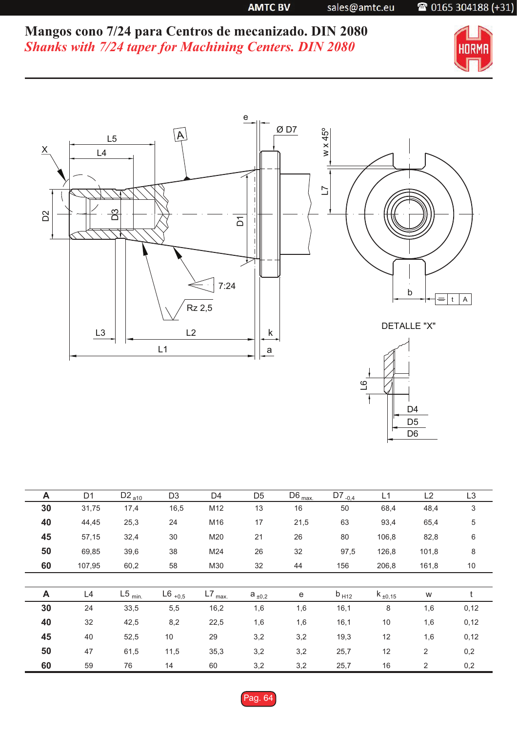# Mangos cono 7/24 para Centros de mecanizado. DIN 2080

*Shanks with 7/24 taper for Machining Centers. DIN 2080*

DETALLE "X"

| A | D1 | D2 $_{a10}$ | D3 | D4 | D5 | D6 $_{max.}$ | D7 $_{-0,4}$ | L1 | L2 | L3 |
|---|---|---|---|---|---|---|---|---|---|---|
| **30** | 31,75 | 17,4 | 16,5 | M12 | 13 | 16 | 50 | 68,4 | 48,4 | 3 |
| **40** | 44,45 | 25,3 | 24 | M16 | 17 | 21,5 | 63 | 93,4 | 65,4 | 5 |
| **45** | 57,15 | 32,4 | 30 | M20 | 21 | 26 | 80 | 106,8 | 82,8 | 6 |
| **50** | 69,85 | 39,6 | 38 | M24 | 26 | 32 | 97,5 | 126,8 | 101,8 | 8 |
| **60** | 107,95 | 60,2 | 58 | M30 | 32 | 44 | 156 | 206,8 | 161,8 | 10 |

| A | L4 | L5 $_{min.}$ | L6 $_{+0,5}$ | L7 $_{max.}$ | a $_{\pm 0,2}$ | e | b $_{H12}$ | k $_{\pm 0,15}$ | w | t |
|---|---|---|---|---|---|---|---|---|---|---|
| **30** | 24 | 33,5 | 5,5 | 16,2 | 1,6 | 1,6 | 16,1 | 8 | 1,6 | 0,12 |
| **40** | 32 | 42,5 | 8,2 | 22,5 | 1,6 | 1,6 | 16,1 | 10 | 1,6 | 0,12 |
| **45** | 40 | 52,5 | 10 | 29 | 3,2 | 3,2 | 19,3 | 12 | 1,6 | 0,12 |
| **50** | 47 | 61,5 | 11,5 | 35,3 | 3,2 | 3,2 | 25,7 | 12 | 2 | 0,2 |
| **60** | 59 | 76 | 14 | 60 | 3,2 | 3,2 | 25,7 | 16 | 2 | 0,2 |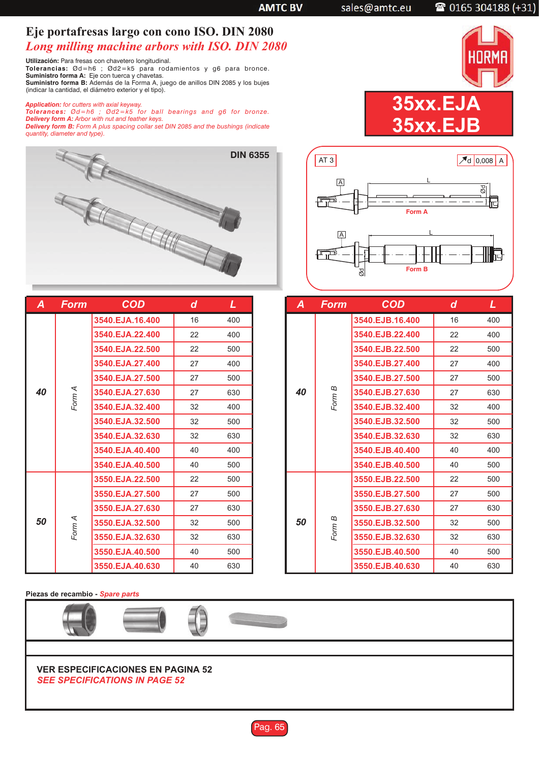# Eje portafresas largo con cono ISO. DIN 2080

## *Long milling machine arbors with ISO. DIN 2080*

**Utilización:** Para fresas con chavetero longitudinal.
**Tolerancias:** Ød=h6 ; Ød2=k5 para rodamientos y g6 para bronce.
**Suministro forma A:** Eje con tuerca y chavetas.
**Suministro forma B:** Además de la Forma A, juego de anillos DIN 2085 y los bujes (indicar la cantidad, el diámetro exterior y el tipo).

***Application:*** *for cutters with axial keyway.*
***Tolerances:*** *Ød=h6 ; Ød2=k5 for ball bearings and g6 for bronze.*
***Delivery form A:*** *Arbor with nut and feather keys.*
***Delivery form B:*** *Form A plus spacing collar set DIN 2085 and the bushings (indicate quantity, diameter and type).*

**35xx.EJA**
**35xx.EJB**

DIN 6355

AT 3 — d 0,008 A

Form A

Form B

| A | Form | COD | d | L |
|---|---|---|---|---|
| 40 | Form A | 3540.EJA.16.400 | 16 | 400 |
| | | 3540.EJA.22.400 | 22 | 400 |
| | | 3540.EJA.22.500 | 22 | 500 |
| | | 3540.EJA.27.400 | 27 | 400 |
| | | 3540.EJA.27.500 | 27 | 500 |
| | | 3540.EJA.27.630 | 27 | 630 |
| | | 3540.EJA.32.400 | 32 | 400 |
| | | 3540.EJA.32.500 | 32 | 500 |
| | | 3540.EJA.32.630 | 32 | 630 |
| | | 3540.EJA.40.400 | 40 | 400 |
| | | 3540.EJA.40.500 | 40 | 500 |
| 50 | Form A | 3550.EJA.22.500 | 22 | 500 |
| | | 3550.EJA.27.500 | 27 | 500 |
| | | 3550.EJA.27.630 | 27 | 630 |
| | | 3550.EJA.32.500 | 32 | 500 |
| | | 3550.EJA.32.630 | 32 | 630 |
| | | 3550.EJA.40.500 | 40 | 500 |
| | | 3550.EJA.40.630 | 40 | 630 |

| A | Form | COD | d | L |
|---|---|---|---|---|
| 40 | Form B | 3540.EJB.16.400 | 16 | 400 |
| | | 3540.EJB.22.400 | 22 | 400 |
| | | 3540.EJB.22.500 | 22 | 500 |
| | | 3540.EJB.27.400 | 27 | 400 |
| | | 3540.EJB.27.500 | 27 | 500 |
| | | 3540.EJB.27.630 | 27 | 630 |
| | | 3540.EJB.32.400 | 32 | 400 |
| | | 3540.EJB.32.500 | 32 | 500 |
| | | 3540.EJB.32.630 | 32 | 630 |
| | | 3540.EJB.40.400 | 40 | 400 |
| | | 3540.EJB.40.500 | 40 | 500 |
| 50 | Form B | 3550.EJB.22.500 | 22 | 500 |
| | | 3550.EJB.27.500 | 27 | 500 |
| | | 3550.EJB.27.630 | 27 | 630 |
| | | 3550.EJB.32.500 | 32 | 500 |
| | | 3550.EJB.32.630 | 32 | 630 |
| | | 3550.EJB.40.500 | 40 | 500 |
| | | 3550.EJB.40.630 | 40 | 630 |

**Piezas de recambio** - *Spare parts*

**VER ESPECIFICACIONES EN PAGINA 52**
***SEE SPECIFICATIONS IN PAGE 52***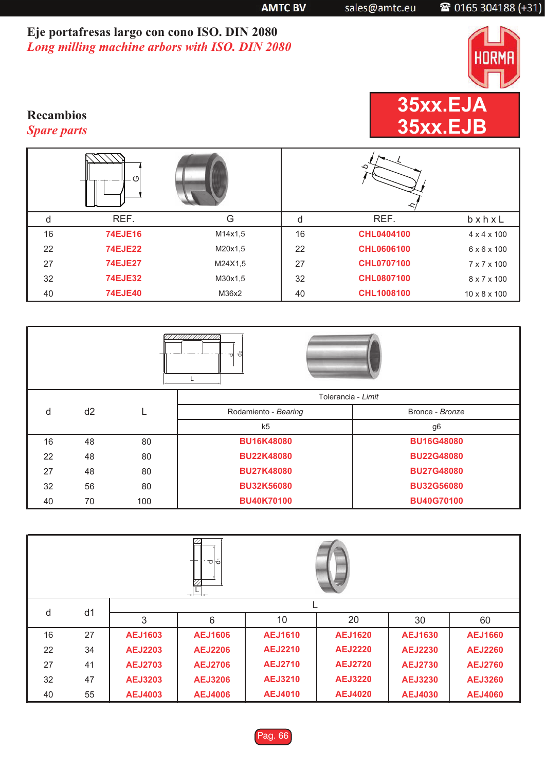# Eje portafresas largo con cono ISO. DIN 2080

*Long milling machine arbors with ISO. DIN 2080*

**35xx.EJA**
**35xx.EJB**

## Recambios

*Spare parts*

| d | REF. | G | d | REF. | b x h x L |
|---|---|---|---|---|---|
| 16 | **74EJE16** | M14x1,5 | 16 | **CHL0404100** | 4 x 4 x 100 |
| 22 | **74EJE22** | M20x1,5 | 22 | **CHL0606100** | 6 x 6 x 100 |
| 27 | **74EJE27** | M24X1,5 | 27 | **CHL0707100** | 7 x 7 x 100 |
| 32 | **74EJE32** | M30x1,5 | 32 | **CHL0807100** | 8 x 7 x 100 |
| 40 | **74EJE40** | M36x2 | 40 | **CHL1008100** | 10 x 8 x 100 |

| d | d2 | L | Tolerancia - *Limit* | |
|---|---|---|---|---|
| | | | Rodamiento - *Bearing* | Bronce - *Bronze* |
| | | | k5 | g6 |
| 16 | 48 | 80 | **BU16K48080** | **BU16G48080** |
| 22 | 48 | 80 | **BU22K48080** | **BU22G48080** |
| 27 | 48 | 80 | **BU27K48080** | **BU27G48080** |
| 32 | 56 | 80 | **BU32K56080** | **BU32G56080** |
| 40 | 70 | 100 | **BU40K70100** | **BU40G70100** |

| d | d1 | L | | | | | |
|---|---|---|---|---|---|---|---|
| | | 3 | 6 | 10 | 20 | 30 | 60 |
| 16 | 27 | **AEJ1603** | **AEJ1606** | **AEJ1610** | **AEJ1620** | **AEJ1630** | **AEJ1660** |
| 22 | 34 | **AEJ2203** | **AEJ2206** | **AEJ2210** | **AEJ2220** | **AEJ2230** | **AEJ2260** |
| 27 | 41 | **AEJ2703** | **AEJ2706** | **AEJ2710** | **AEJ2720** | **AEJ2730** | **AEJ2760** |
| 32 | 47 | **AEJ3203** | **AEJ3206** | **AEJ3210** | **AEJ3220** | **AEJ3230** | **AEJ3260** |
| 40 | 55 | **AEJ4003** | **AEJ4006** | **AEJ4010** | **AEJ4020** | **AEJ4030** | **AEJ4060** |